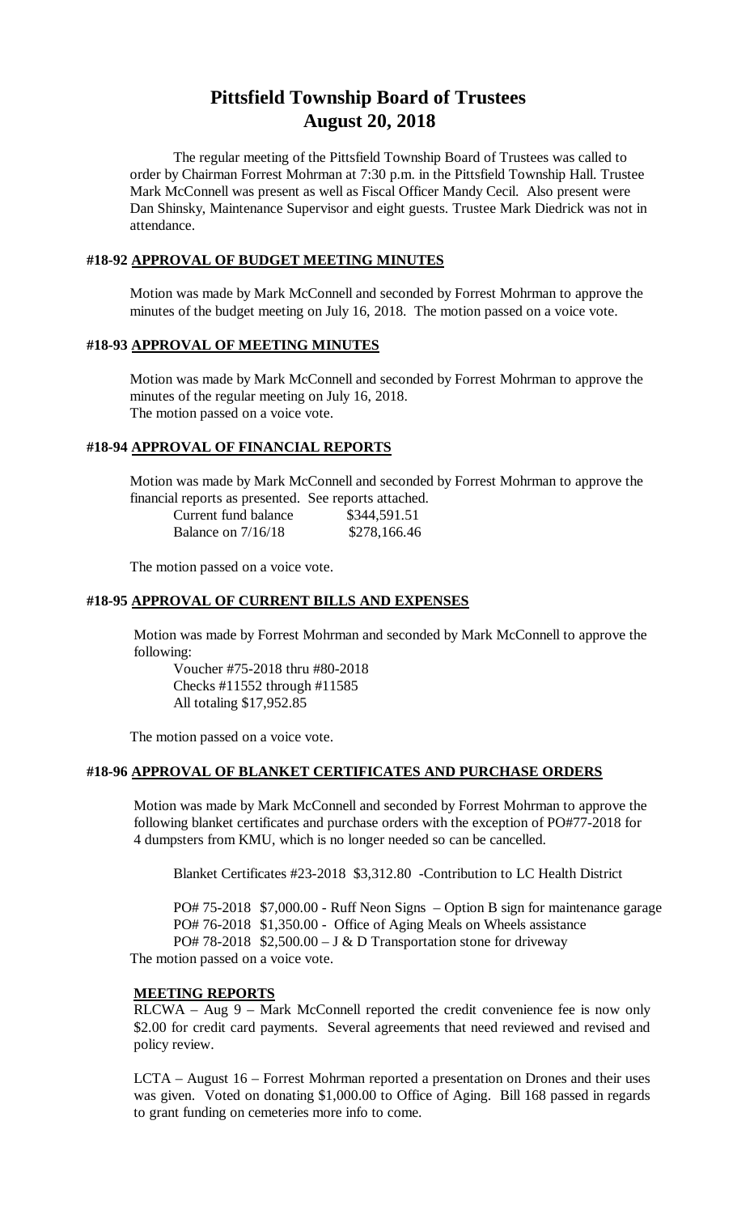# Pittsfield Township Board of Trustees
# August 20, 2018

The regular meeting of the Pittsfield Township Board of Trustees was called to order by Chairman Forrest Mohrman at 7:30 p.m. in the Pittsfield Township Hall. Trustee Mark McConnell was present as well as Fiscal Officer Mandy Cecil. Also present were Dan Shinsky, Maintenance Supervisor and eight guests. Trustee Mark Diedrick was not in attendance.

## #18-92 APPROVAL OF BUDGET MEETING MINUTES

Motion was made by Mark McConnell and seconded by Forrest Mohrman to approve the minutes of the budget meeting on July 16, 2018. The motion passed on a voice vote.

## #18-93 APPROVAL OF MEETING MINUTES

Motion was made by Mark McConnell and seconded by Forrest Mohrman to approve the minutes of the regular meeting on July 16, 2018.
The motion passed on a voice vote.

## #18-94 APPROVAL OF FINANCIAL REPORTS

Motion was made by Mark McConnell and seconded by Forrest Mohrman to approve the financial reports as presented. See reports attached.

| | |
|---|---|
| Current fund balance | \$344,591.51 |
| Balance on 7/16/18 | \$278,166.46 |

The motion passed on a voice vote.

## #18-95 APPROVAL OF CURRENT BILLS AND EXPENSES

Motion was made by Forrest Mohrman and seconded by Mark McConnell to approve the following:

Voucher #75-2018 thru #80-2018
Checks #11552 through #11585
All totaling \$17,952.85

The motion passed on a voice vote.

## #18-96 APPROVAL OF BLANKET CERTIFICATES AND PURCHASE ORDERS

Motion was made by Mark McConnell and seconded by Forrest Mohrman to approve the following blanket certificates and purchase orders with the exception of PO#77-2018 for 4 dumpsters from KMU, which is no longer needed so can be cancelled.

Blanket Certificates #23-2018 \$3,312.80 -Contribution to LC Health District

PO# 75-2018 \$7,000.00 - Ruff Neon Signs – Option B sign for maintenance garage
PO# 76-2018 \$1,350.00 - Office of Aging Meals on Wheels assistance
PO# 78-2018 \$2,500.00 – J & D Transportation stone for driveway

The motion passed on a voice vote.

### MEETING REPORTS

RLCWA – Aug 9 – Mark McConnell reported the credit convenience fee is now only \$2.00 for credit card payments. Several agreements that need reviewed and revised and policy review.

LCTA – August 16 – Forrest Mohrman reported a presentation on Drones and their uses was given. Voted on donating \$1,000.00 to Office of Aging. Bill 168 passed in regards to grant funding on cemeteries more info to come.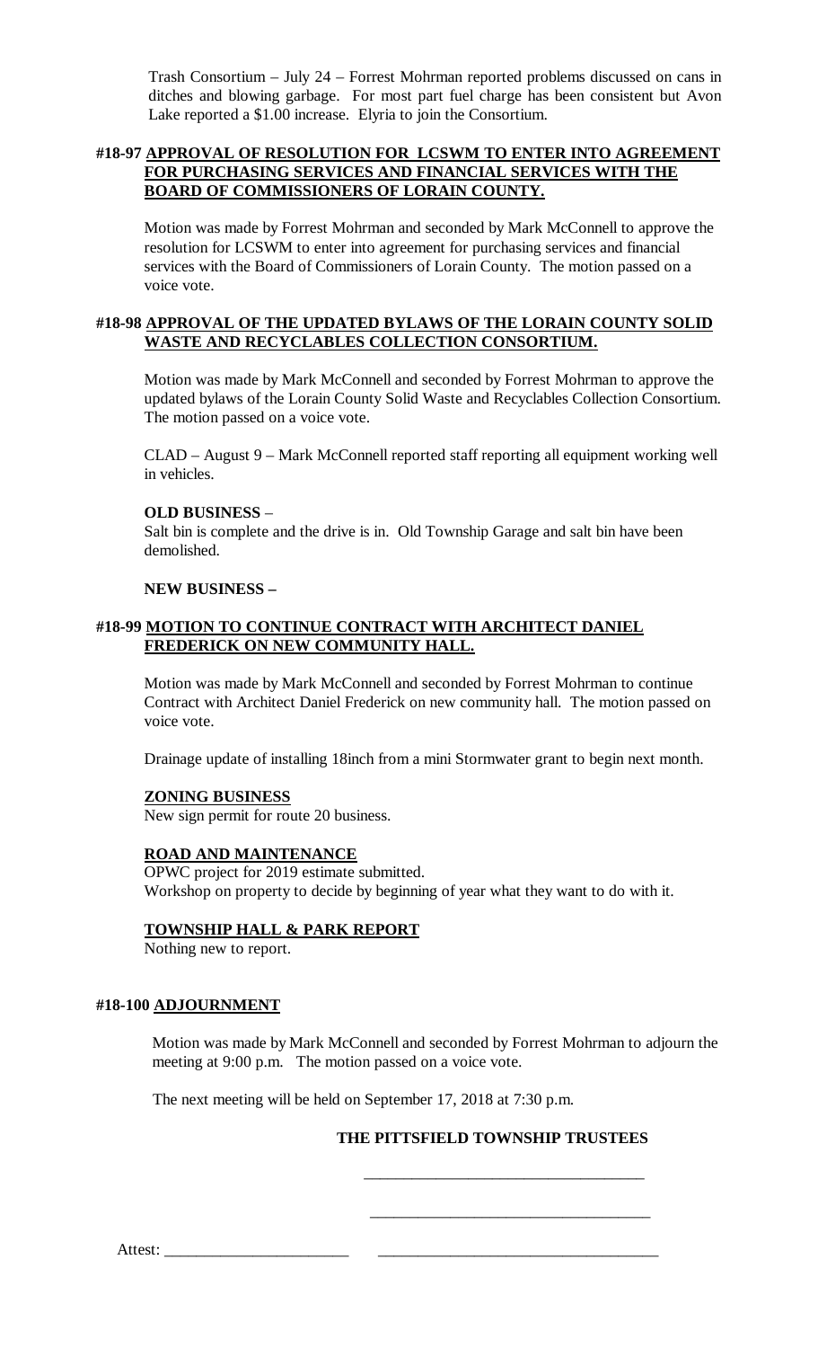Trash Consortium – July 24 – Forrest Mohrman reported problems discussed on cans in ditches and blowing garbage. For most part fuel charge has been consistent but Avon Lake reported a $1.00 increase. Elyria to join the Consortium.

**#18-97 APPROVAL OF RESOLUTION FOR LCSWM TO ENTER INTO AGREEMENT FOR PURCHASING SERVICES AND FINANCIAL SERVICES WITH THE BOARD OF COMMISSIONERS OF LORAIN COUNTY.**

Motion was made by Forrest Mohrman and seconded by Mark McConnell to approve the resolution for LCSWM to enter into agreement for purchasing services and financial services with the Board of Commissioners of Lorain County. The motion passed on a voice vote.

**#18-98 APPROVAL OF THE UPDATED BYLAWS OF THE LORAIN COUNTY SOLID WASTE AND RECYCLABLES COLLECTION CONSORTIUM.**

Motion was made by Mark McConnell and seconded by Forrest Mohrman to approve the updated bylaws of the Lorain County Solid Waste and Recyclables Collection Consortium. The motion passed on a voice vote.

CLAD – August 9 – Mark McConnell reported staff reporting all equipment working well in vehicles.

**OLD BUSINESS** –

Salt bin is complete and the drive is in. Old Township Garage and salt bin have been demolished.

**NEW BUSINESS –**

**#18-99 MOTION TO CONTINUE CONTRACT WITH ARCHITECT DANIEL FREDERICK ON NEW COMMUNITY HALL.**

Motion was made by Mark McConnell and seconded by Forrest Mohrman to continue Contract with Architect Daniel Frederick on new community hall. The motion passed on voice vote.

Drainage update of installing 18inch from a mini Stormwater grant to begin next month.

**ZONING BUSINESS**

New sign permit for route 20 business.

**ROAD AND MAINTENANCE**

OPWC project for 2019 estimate submitted.
Workshop on property to decide by beginning of year what they want to do with it.

**TOWNSHIP HALL & PARK REPORT**

Nothing new to report.

**#18-100 ADJOURNMENT**

Motion was made by Mark McConnell and seconded by Forrest Mohrman to adjourn the meeting at 9:00 p.m. The motion passed on a voice vote.

The next meeting will be held on September 17, 2018 at 7:30 p.m.

**THE PITTSFIELD TOWNSHIP TRUSTEES**

\_\_\_\_\_\_\_\_\_\_\_\_\_\_\_\_\_\_\_\_\_\_\_\_\_\_\_\_\_\_\_\_\_\_

\_\_\_\_\_\_\_\_\_\_\_\_\_\_\_\_\_\_\_\_\_\_\_\_\_\_\_\_\_\_\_\_\_\_

Attest: \_\_\_\_\_\_\_\_\_\_\_\_\_\_\_\_\_\_\_\_\_\_ \_\_\_\_\_\_\_\_\_\_\_\_\_\_\_\_\_\_\_\_\_\_\_\_\_\_\_\_\_\_\_\_\_\_